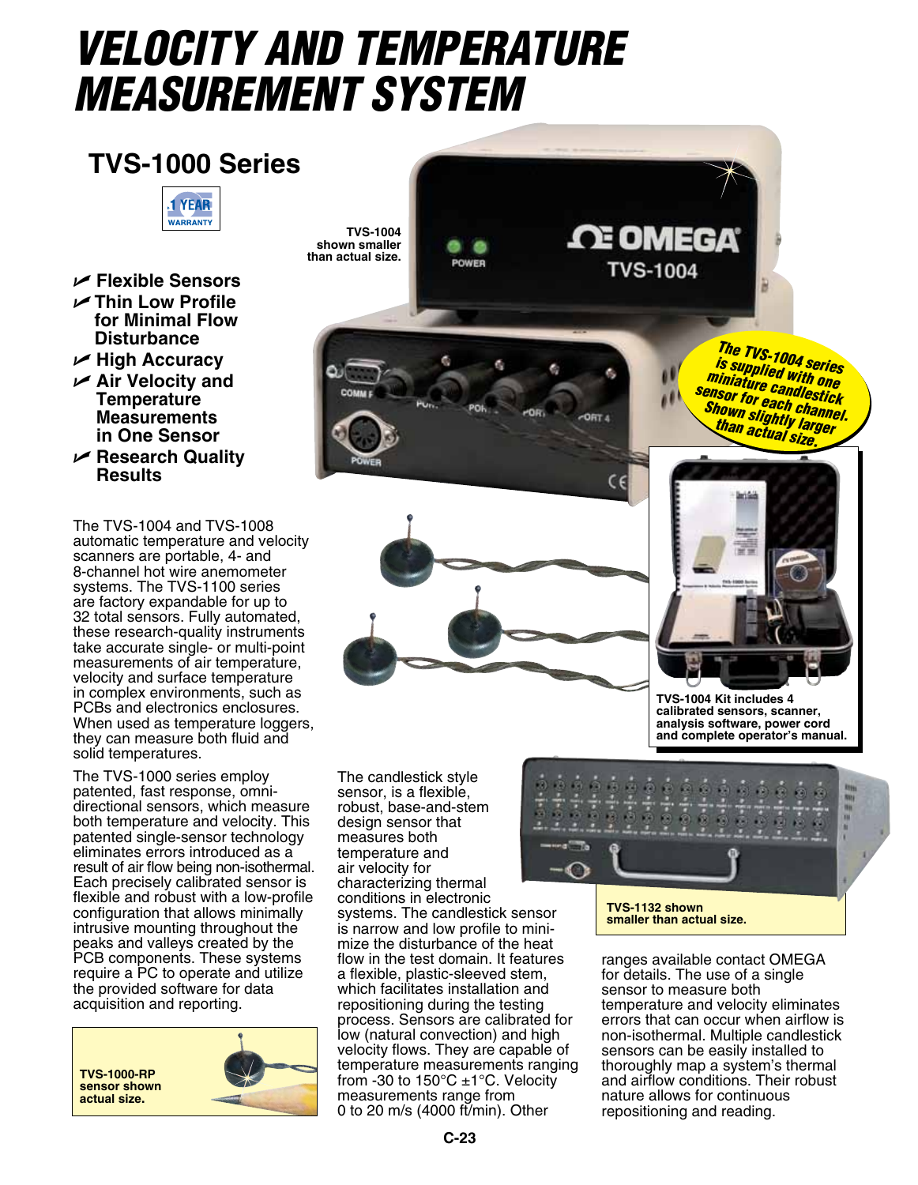# VELOCITY AND TEMPERATURE MEASUREMENT SYSTEM

## TVS-1000 Series

1 YEAR WARRANTY

- Flexible Sensors
- Thin Low Profile for Minimal Flow Disturbance
- High Accuracy
- Air Velocity and Temperature Measurements in One Sensor
- Research Quality Results

TVS-1004 shown smaller than actual size.

The TVS-1004 series is supplied with one miniature candlestick sensor for each channel. Shown slightly larger than actual size.

TVS-1004 Kit includes 4 calibrated sensors, scanner, analysis software, power cord and complete operator's manual.

TVS-1132 shown smaller than actual size.

The TVS-1004 and TVS-1008 automatic temperature and velocity scanners are portable, 4- and 8-channel hot wire anemometer systems. The TVS-1100 series are factory expandable for up to 32 total sensors. Fully automated, these research-quality instruments take accurate single- or multi-point measurements of air temperature, velocity and surface temperature in complex environments, such as PCBs and electronics enclosures. When used as temperature loggers, they can measure both fluid and solid temperatures.

The TVS-1000 series employ patented, fast response, omni-directional sensors, which measure both temperature and velocity. This patented single-sensor technology eliminates errors introduced as a result of air flow being non-isothermal. Each precisely calibrated sensor is flexible and robust with a low-profile configuration that allows minimally intrusive mounting throughout the peaks and valleys created by the PCB components. These systems require a PC to operate and utilize the provided software for data acquisition and reporting.

TVS-1000-RP sensor shown actual size.

The candlestick style sensor, is a flexible, robust, base-and-stem design sensor that measures both temperature and air velocity for characterizing thermal conditions in electronic systems. The candlestick sensor is narrow and low profile to minimize the disturbance of the heat flow in the test domain. It features a flexible, plastic-sleeved stem, which facilitates installation and repositioning during the testing process. Sensors are calibrated for low (natural convection) and high velocity flows. They are capable of temperature measurements ranging from -30 to 150°C ±1°C. Velocity measurements range from 0 to 20 m/s (4000 ft/min). Other ranges available contact OMEGA for details. The use of a single sensor to measure both temperature and velocity eliminates errors that can occur when airflow is non-isothermal. Multiple candlestick sensors can be easily installed to thoroughly map a system's thermal and airflow conditions. Their robust nature allows for continuous repositioning and reading.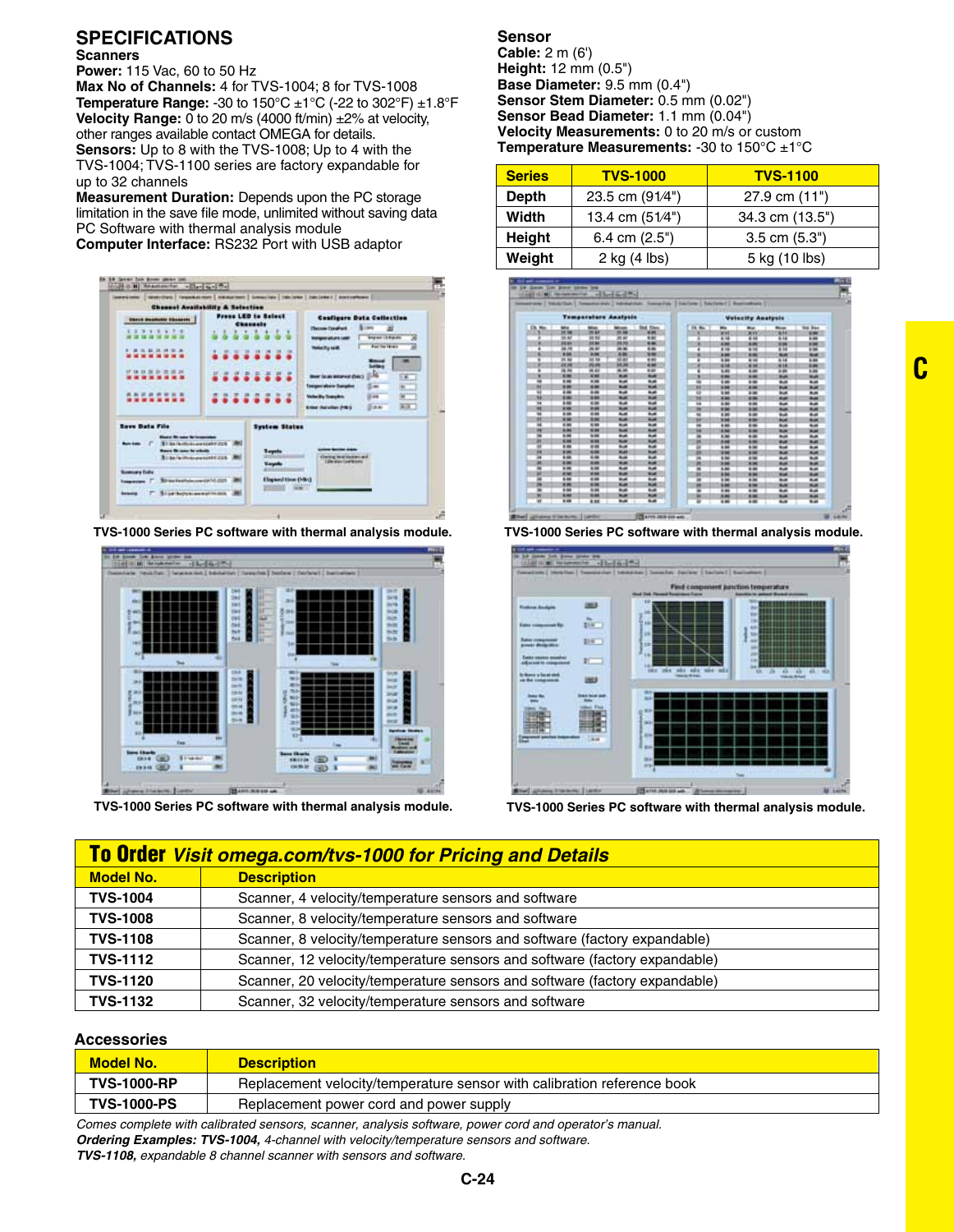## SPECIFICATIONS

**Scanners**

**Power:** 115 Vac, 60 to 50 Hz
**Max No of Channels:** 4 for TVS-1004; 8 for TVS-1008
**Temperature Range:** -30 to 150°C ±1°C (-22 to 302°F) ±1.8°F
**Velocity Range:** 0 to 20 m/s (4000 ft/min) ±2% at velocity, other ranges available contact OMEGA for details.
**Sensors:** Up to 8 with the TVS-1008; Up to 4 with the TVS-1004; TVS-1100 series are factory expandable for up to 32 channels
**Measurement Duration:** Depends upon the PC storage limitation in the save file mode, unlimited without saving data PC Software with thermal analysis module
**Computer Interface:** RS232 Port with USB adaptor

**Sensor**

**Cable:** 2 m (6')
**Height:** 12 mm (0.5")
**Base Diameter:** 9.5 mm (0.4")
**Sensor Stem Diameter:** 0.5 mm (0.02")
**Sensor Bead Diameter:** 1.1 mm (0.04")
**Velocity Measurements:** 0 to 20 m/s or custom
**Temperature Measurements:** -30 to 150°C ±1°C

| Series | TVS-1000 | TVS-1100 |
|---|---|---|
| Depth | 23.5 cm (9¼") | 27.9 cm (11") |
| Width | 13.4 cm (5¼") | 34.3 cm (13.5") |
| Height | 6.4 cm (2.5") | 3.5 cm (5.3") |
| Weight | 2 kg (4 lbs) | 5 kg (10 lbs) |

TVS-1000 Series PC software with thermal analysis module.

TVS-1000 Series PC software with thermal analysis module.

TVS-1000 Series PC software with thermal analysis module.

TVS-1000 Series PC software with thermal analysis module.

## To Order *Visit omega.com/tvs-1000 for Pricing and Details*

| Model No. | Description |
|---|---|
| TVS-1004 | Scanner, 4 velocity/temperature sensors and software |
| TVS-1008 | Scanner, 8 velocity/temperature sensors and software |
| TVS-1108 | Scanner, 8 velocity/temperature sensors and software (factory expandable) |
| TVS-1112 | Scanner, 12 velocity/temperature sensors and software (factory expandable) |
| TVS-1120 | Scanner, 20 velocity/temperature sensors and software (factory expandable) |
| TVS-1132 | Scanner, 32 velocity/temperature sensors and software |

### Accessories

| Model No. | Description |
|---|---|
| TVS-1000-RP | Replacement velocity/temperature sensor with calibration reference book |
| TVS-1000-PS | Replacement power cord and power supply |

*Comes complete with calibrated sensors, scanner, analysis software, power cord and operator's manual.*
***Ordering Examples: TVS-1004,** 4-channel with velocity/temperature sensors and software.*
***TVS-1108,** expandable 8 channel scanner with sensors and software.*